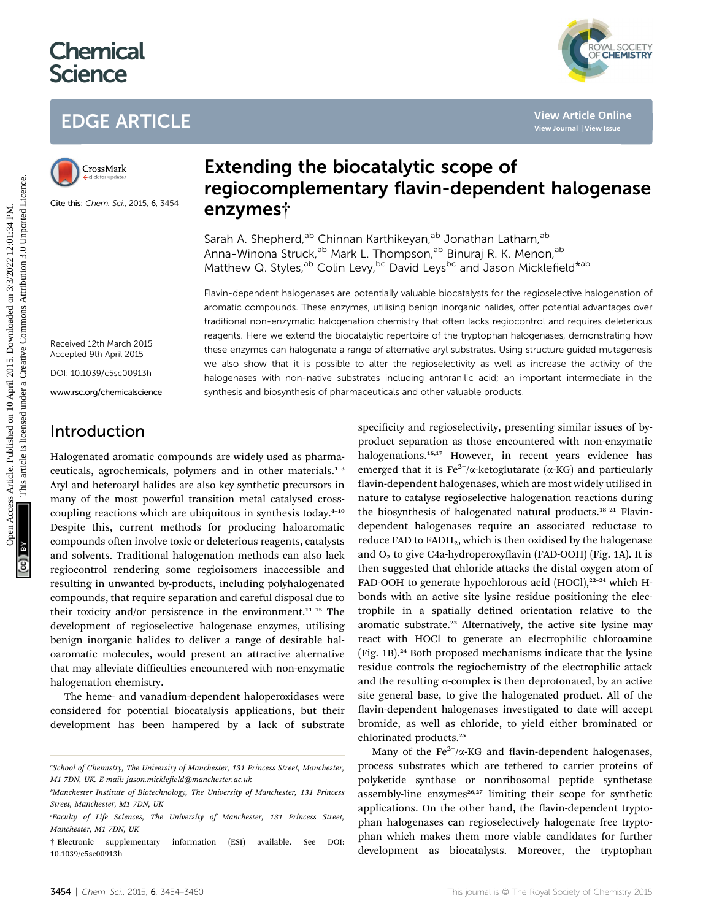Chemical Science

EDGE ARTICLE

Cite this: *Chem. Sci.*, 2015, 6, 3454

Received 12th March 2015
Accepted 9th April 2015

DOI: 10.1039/c5sc00913h

www.rsc.org/chemicalscience

# Extending the biocatalytic scope of regiocomplementary flavin-dependent halogenase enzymes†

Sarah A. Shepherd,[ab] Chinnan Karthikeyan,[ab] Jonathan Latham,[ab] Anna-Winona Struck,[ab] Mark L. Thompson,[ab] Binuraj R. K. Menon,[ab] Matthew Q. Styles,[ab] Colin Levy,[bc] David Leys[bc] and Jason Micklefield*[ab]

Flavin-dependent halogenases are potentially valuable biocatalysts for the regioselective halogenation of aromatic compounds. These enzymes, utilising benign inorganic halides, offer potential advantages over traditional non-enzymatic halogenation chemistry that often lacks regiocontrol and requires deleterious reagents. Here we extend the biocatalytic repertoire of the tryptophan halogenases, demonstrating how these enzymes can halogenate a range of alternative aryl substrates. Using structure guided mutagenesis we also show that it is possible to alter the regioselectivity as well as increase the activity of the halogenases with non-native substrates including anthranilic acid; an important intermediate in the synthesis and biosynthesis of pharmaceuticals and other valuable products.

## Introduction

Halogenated aromatic compounds are widely used as pharmaceuticals, agrochemicals, polymers and in other materials.[1–3] Aryl and heteroaryl halides are also key synthetic precursors in many of the most powerful transition metal catalysed cross-coupling reactions which are ubiquitous in synthesis today.[4–10] Despite this, current methods for producing haloaromatic compounds often involve toxic or deleterious reagents, catalysts and solvents. Traditional halogenation methods can also lack regiocontrol rendering some regioisomers inaccessible and resulting in unwanted by-products, including polyhalogenated compounds, that require separation and careful disposal due to their toxicity and/or persistence in the environment.[11–15] The development of regioselective halogenase enzymes, utilising benign inorganic halides to deliver a range of desirable haloaromatic molecules, would present an attractive alternative that may alleviate difficulties encountered with non-enzymatic halogenation chemistry.

The heme- and vanadium-dependent haloperoxidases were considered for potential biocatalysis applications, but their development has been hampered by a lack of substrate specificity and regioselectivity, presenting similar issues of by-product separation as those encountered with non-enzymatic halogenations.[16,17] However, in recent years evidence has emerged that it is $Fe^{2+}$/α-ketoglutarate (α-KG) and particularly flavin-dependent halogenases, which are most widely utilised in nature to catalyse regioselective halogenation reactions during the biosynthesis of halogenated natural products.[18–21] Flavin-dependent halogenases require an associated reductase to reduce FAD to $FADH_2$, which is then oxidised by the halogenase and $O_2$ to give C4a-hydroperoxyflavin (FAD-OOH) (Fig. 1A). It is then suggested that chloride attacks the distal oxygen atom of FAD-OOH to generate hypochlorous acid (HOCl),[22–24] which H-bonds with an active site lysine residue positioning the electrophile in a spatially defined orientation relative to the aromatic substrate.[22] Alternatively, the active site lysine may react with HOCl to generate an electrophilic chloroamine (Fig. 1B).[24] Both proposed mechanisms indicate that the lysine residue controls the regiochemistry of the electrophilic attack and the resulting σ-complex is then deprotonated, by an active site general base, to give the halogenated product. All of the flavin-dependent halogenases investigated to date will accept bromide, as well as chloride, to yield either brominated or chlorinated products.[25]

Many of the $Fe^{2+}$/α-KG and flavin-dependent halogenases, process substrates which are tethered to carrier proteins of polyketide synthase or nonribosomal peptide synthetase assembly-line enzymes[26,27] limiting their scope for synthetic applications. On the other hand, the flavin-dependent tryptophan halogenases can regioselectively halogenate free tryptophan which makes them more viable candidates for further development as biocatalysts. Moreover, the tryptophan

[a]School of Chemistry, The University of Manchester, 131 Princess Street, Manchester, M1 7DN, UK. E-mail: jason.micklefield@manchester.ac.uk

[b]Manchester Institute of Biotechnology, The University of Manchester, 131 Princess Street, Manchester, M1 7DN, UK

[c]Faculty of Life Sciences, The University of Manchester, 131 Princess Street, Manchester, M1 7DN, UK

† Electronic supplementary information (ESI) available. See DOI: 10.1039/c5sc00913h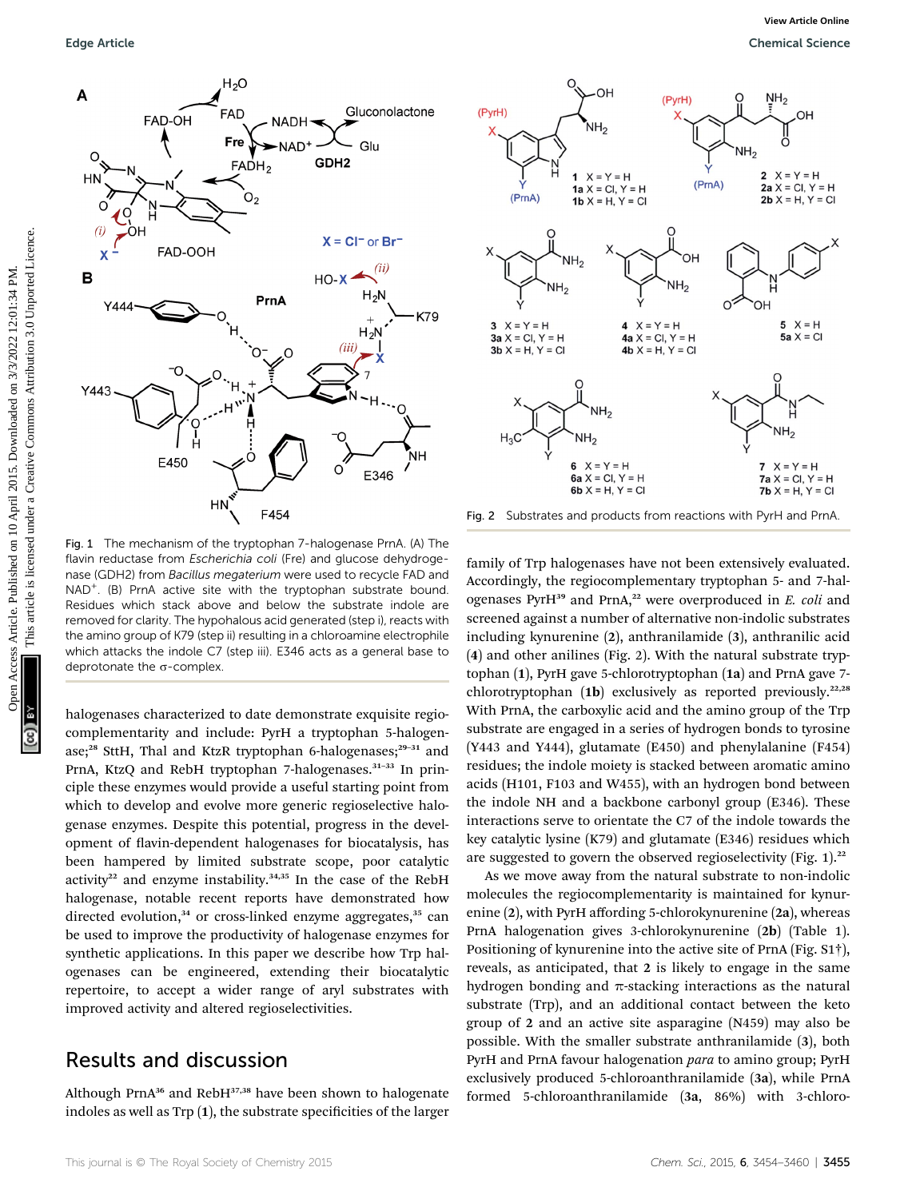Fig. 1 The mechanism of the tryptophan 7-halogenase PrnA. (A) The flavin reductase from *Escherichia coli* (Fre) and glucose dehydrogenase (GDH2) from *Bacillus megaterium* were used to recycle FAD and $NAD^+$. (B) PrnA active site with the tryptophan substrate bound. Residues which stack above and below the substrate indole are removed for clarity. The hypohalous acid generated (step i), reacts with the amino group of K79 (step ii) resulting in a chloramine electrophile which attacks the indole C7 (step iii). E346 acts as a general base to deprotonate the σ-complex.

Fig. 2 Substrates and products from reactions with PyrH and PrnA.

halogenases characterized to date demonstrate exquisite regiocomplementarity and include: PyrH a tryptophan 5-halogenase;[28] SttH, Thal and KtzR tryptophan 6-halogenases;[29–31] and PrnA, KtzQ and RebH tryptophan 7-halogenases.[31–33] In principle these enzymes would provide a useful starting point from which to develop and evolve more generic regioselective halogenase enzymes. Despite this potential, progress in the development of flavin-dependent halogenases for biocatalysis, has been hampered by limited substrate scope, poor catalytic activity[22] and enzyme instability.[34,35] In the case of the RebH halogenase, notable recent reports have demonstrated how directed evolution,[34] or cross-linked enzyme aggregates,[35] can be used to improve the productivity of halogenase enzymes for synthetic applications. In this paper we describe how Trp halogenases can be engineered, extending their biocatalytic repertoire, to accept a wider range of aryl substrates with improved activity and altered regioselectivities.

## Results and discussion

Although PrnA[36] and RebH[37,38] have been shown to halogenate indoles as well as Trp (**1**), the substrate specificities of the larger family of Trp halogenases have not been extensively evaluated. Accordingly, the regiocomplementary tryptophan 5- and 7-halogenases PyrH[39] and PrnA,[22] were overproduced in *E. coli* and screened against a number of alternative non-indolic substrates including kynurenine (**2**), anthranilamide (**3**), anthranilic acid (**4**) and other anilines (Fig. 2). With the natural substrate tryptophan (**1**), PyrH gave 5-chlorotryptophan (**1a**) and PrnA gave 7-chlorotryptophan (**1b**) exclusively as reported previously.[22,28] With PrnA, the carboxylic acid and the amino group of the Trp substrate are engaged in a series of hydrogen bonds to tyrosine (Y443 and Y444), glutamate (E450) and phenylalanine (F454) residues; the indole moiety is stacked between aromatic amino acids (H101, F103 and W455), with an hydrogen bond between the indole NH and a backbone carbonyl group (E346). These interactions serve to orientate the C7 of the indole towards the key catalytic lysine (K79) and glutamate (E346) residues which are suggested to govern the observed regioselectivity (Fig. 1).[22]

As we move away from the natural substrate to non-indolic molecules the regiocomplementarity is maintained for kynurenine (**2**), with PyrH affording 5-chlorokynurenine (**2a**), whereas PrnA halogenation gives 3-chlorokynurenine (**2b**) (Table 1). Positioning of kynurenine into the active site of PrnA (Fig. S1†), reveals, as anticipated, that **2** is likely to engage in the same hydrogen bonding and π-stacking interactions as the natural substrate (Trp), and an additional contact between the keto group of **2** and an active site asparagine (N459) may also be possible. With the smaller substrate anthranilamide (**3**), both PyrH and PrnA favour halogenation *para* to amino group; PyrH exclusively produced 5-chloroanthranilamide (**3a**), while PrnA formed 5-chloroanthranilamide (**3a**, 86%) with 3-chloro-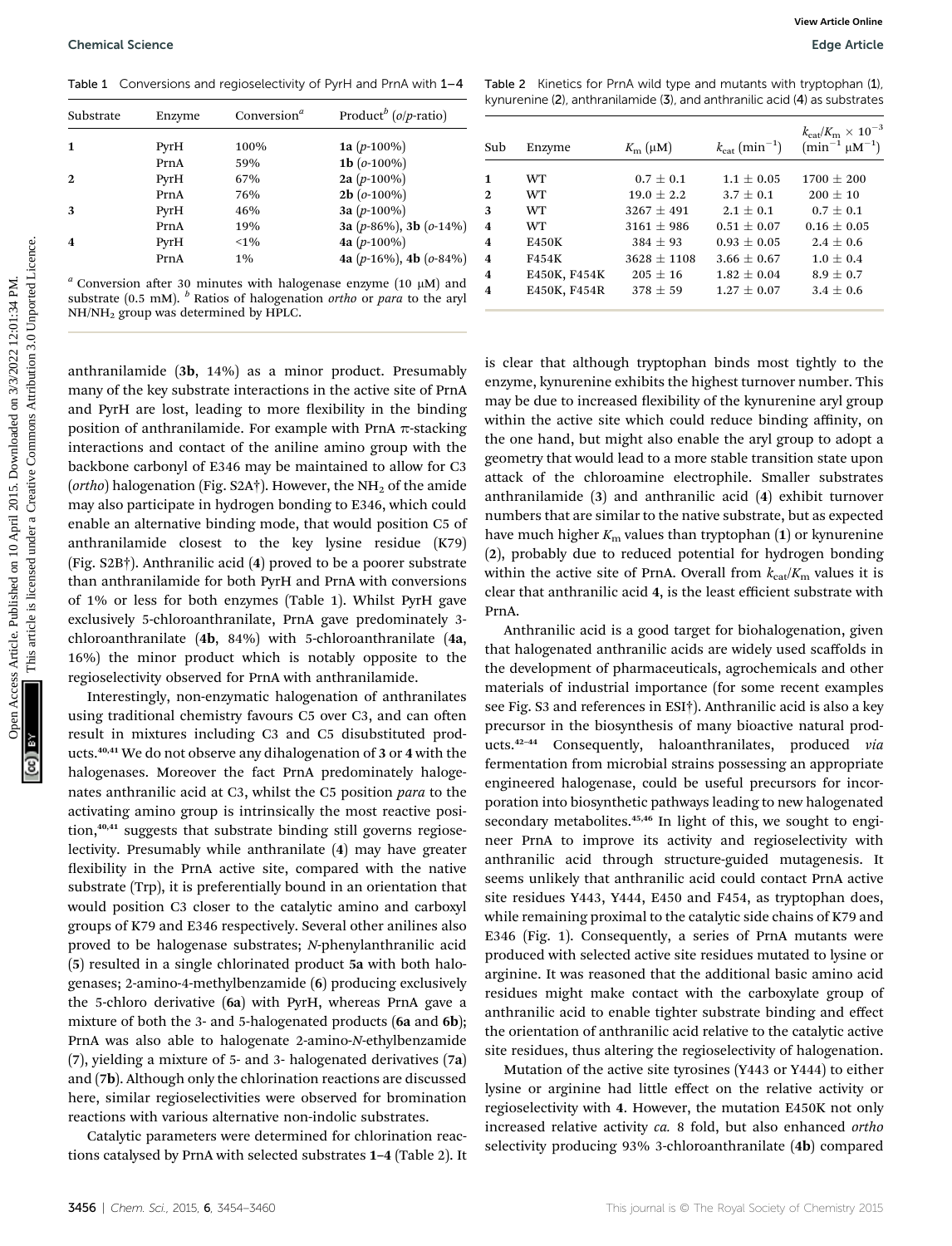Table 1 Conversions and regioselectivity of PyrH and PrnA with 1–4

| Substrate | Enzyme | Conversion[a] | Product[b] (o/p-ratio) |
|---|---|---|---|
| 1 | PyrH | 100% | 1a (p-100%) |
| | PrnA | 59% | 1b (o-100%) |
| 2 | PyrH | 67% | 2a (p-100%) |
| | PrnA | 76% | 2b (o-100%) |
| 3 | PyrH | 46% | 3a (p-100%) |
| | PrnA | 19% | 3a (p-86%), 3b (o-14%) |
| 4 | PyrH | <1% | 4a (p-100%) |
| | PrnA | 1% | 4a (p-16%), 4b (o-84%) |

[a] Conversion after 30 minutes with halogenase enzyme (10 μM) and substrate (0.5 mM). [b] Ratios of halogenation *ortho* or *para* to the aryl $NH/NH_2$ group was determined by HPLC.

Table 2 Kinetics for PrnA wild type and mutants with tryptophan (1), kynurenine (2), anthranilamide (3), and anthranilic acid (4) as substrates

| Sub | Enzyme | $K_m$ (μM) | $k_{cat}$ ($min^{-1}$) | $k_{cat}/K_m \times 10^{-3}$ ($min^{-1}$ $\mu M^{-1}$) |
|---|---|---|---|---|
| 1 | WT | 0.7 ± 0.1 | 1.1 ± 0.05 | 1700 ± 200 |
| 2 | WT | 19.0 ± 2.2 | 3.7 ± 0.1 | 200 ± 10 |
| 3 | WT | 3267 ± 491 | 2.1 ± 0.1 | 0.7 ± 0.1 |
| 4 | WT | 3161 ± 986 | 0.51 ± 0.07 | 0.16 ± 0.05 |
| 4 | E450K | 384 ± 93 | 0.93 ± 0.05 | 2.4 ± 0.6 |
| 4 | F454K | 3628 ± 1108 | 3.66 ± 0.67 | 1.0 ± 0.4 |
| 4 | E450K, F454K | 205 ± 16 | 1.82 ± 0.04 | 8.9 ± 0.7 |
| 4 | E450K, F454R | 378 ± 59 | 1.27 ± 0.07 | 3.4 ± 0.6 |

anthranilamide (3b, 14%) as a minor product. Presumably many of the key substrate interactions in the active site of PrnA and PyrH are lost, leading to more flexibility in the binding position of anthranilamide. For example with PrnA π-stacking interactions and contact of the aniline amino group with the backbone carbonyl of E346 may be maintained to allow for C3 (*ortho*) halogenation (Fig. S2A†). However, the $NH_2$ of the amide may also participate in hydrogen bonding to E346, which could enable an alternative binding mode, that would position C5 of anthranilamide closest to the key lysine residue (K79) (Fig. S2B†). Anthranilic acid (4) proved to be a poorer substrate than anthranilamide for both PyrH and PrnA with conversions of 1% or less for both enzymes (Table 1). Whilst PyrH gave exclusively 5-chloroanthranilate, PrnA gave predominately 3-chloroanthranilate (4b, 84%) with 5-chloroanthranilate (4a, 16%) the minor product which is notably opposite to the regioselectivity observed for PrnA with anthranilamide.

Interestingly, non-enzymatic halogenation of anthranilates using traditional chemistry favours C5 over C3, and can often result in mixtures including C3 and C5 disubstituted products.[40,41] We do not observe any dihalogenation of 3 or 4 with the halogenases. Moreover the fact PrnA predominately halogenates anthranilic acid at C3, whilst the C5 position *para* to the activating amino group is intrinsically the most reactive position,[40,41] suggests that substrate binding still governs regioselectivity. Presumably while anthranilate (4) may have greater flexibility in the PrnA active site, compared with the native substrate (Trp), it is preferentially bound in an orientation that would position C3 closer to the catalytic amino and carboxyl groups of K79 and E346 respectively. Several other anilines also proved to be halogenase substrates; *N*-phenylanthranilic acid (5) resulted in a single chlorinated product 5a with both halogenases; 2-amino-4-methylbenzamide (6) producing exclusively the 5-chloro derivative (6a) with PyrH, whereas PrnA gave a mixture of both the 3- and 5-halogenated products (6a and 6b); PrnA was also able to halogenate 2-amino-*N*-ethylbenzamide (7), yielding a mixture of 5- and 3- halogenated derivatives (7a) and (7b). Although only the chlorination reactions are discussed here, similar regioselectivities were observed for bromination reactions with various alternative non-indolic substrates.

Catalytic parameters were determined for chlorination reactions catalysed by PrnA with selected substrates 1–4 (Table 2). It is clear that although tryptophan binds most tightly to the enzyme, kynurenine exhibits the highest turnover number. This may be due to increased flexibility of the kynurenine aryl group within the active site which could reduce binding affinity, on the one hand, but might also enable the aryl group to adopt a geometry that would lead to a more stable transition state upon attack of the chloroamine electrophile. Smaller substrates anthranilamide (3) and anthranilic acid (4) exhibit turnover numbers that are similar to the native substrate, but as expected have much higher $K_m$ values than tryptophan (1) or kynurenine (2), probably due to reduced potential for hydrogen bonding within the active site of PrnA. Overall from $k_{cat}/K_m$ values it is clear that anthranilic acid 4, is the least efficient substrate with PrnA.

Anthranilic acid is a good target for biohalogenation, given that halogenated anthranilic acids are widely used scaffolds in the development of pharmaceuticals, agrochemicals and other materials of industrial importance (for some recent examples see Fig. S3 and references in ESI†). Anthranilic acid is also a key precursor in the biosynthesis of many bioactive natural products.[42–44] Consequently, haloanthranilates, produced *via* fermentation from microbial strains possessing an appropriate engineered halogenase, could be useful precursors for incorporation into biosynthetic pathways leading to new halogenated secondary metabolites.[45,46] In light of this, we sought to engineer PrnA to improve its activity and regioselectivity with anthranilic acid through structure-guided mutagenesis. It seems unlikely that anthranilic acid could contact PrnA active site residues Y443, Y444, E450 and F454, as tryptophan does, while remaining proximal to the catalytic side chains of K79 and E346 (Fig. 1). Consequently, a series of PrnA mutants were produced with selected active site residues mutated to lysine or arginine. It was reasoned that the additional basic amino acid residues might make contact with the carboxylate group of anthranilic acid to enable tighter substrate binding and effect the orientation of anthranilic acid relative to the catalytic active site residues, thus altering the regioselectivity of halogenation.

Mutation of the active site tyrosines (Y443 or Y444) to either lysine or arginine had little effect on the relative activity or regioselectivity with 4. However, the mutation E450K not only increased relative activity *ca.* 8 fold, but also enhanced *ortho* selectivity producing 93% 3-chloroanthranilate (4b) compared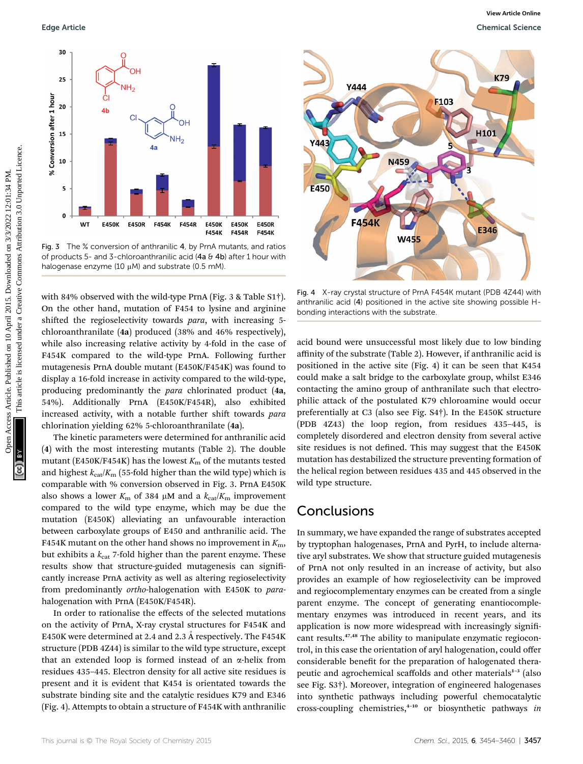Fig. 3 The % conversion of anthranilic 4, by PrnA mutants, and ratios of products 5- and 3-chloroanthranilic acid (4a & 4b) after 1 hour with halogenase enzyme (10 μM) and substrate (0.5 mM).

with 84% observed with the wild-type PrnA (Fig. 3 & Table S1†). On the other hand, mutation of F454 to lysine and arginine shifted the regioselectivity towards *para*, with increasing 5-chloroanthranilate (**4a**) produced (38% and 46% respectively), while also increasing relative activity by 4-fold in the case of F454K compared to the wild-type PrnA. Following further mutagenesis PrnA double mutant (E450K/F454K) was found to display a 16-fold increase in activity compared to the wild-type, producing predominantly the *para* chlorinated product (**4a**, 54%). Additionally PrnA (E450K/F454R), also exhibited increased activity, with a notable further shift towards *para* chlorination yielding 62% 5-chloroanthranilate (**4a**).

The kinetic parameters were determined for anthranilic acid (**4**) with the most interesting mutants (Table 2). The double mutant (E450K/F454K) has the lowest $K_m$ of the mutants tested and highest $k_{cat}/K_m$ (55-fold higher than the wild type) which is comparable with % conversion observed in Fig. 3. PrnA E450K also shows a lower $K_m$ of 384 μM and a $k_{cat}/K_m$ improvement compared to the wild type enzyme, which may be due the mutation (E450K) alleviating an unfavourable interaction between carboxylate groups of E450 and anthranilic acid. The F454K mutant on the other hand shows no improvement in $K_m$, but exhibits a $k_{cat}$ 7-fold higher than the parent enzyme. These results show that structure-guided mutagenesis can significantly increase PrnA activity as well as altering regioselectivity from predominantly *ortho*-halogenation with E450K to *para*-halogenation with PrnA (E450K/F454R).

In order to rationalise the effects of the selected mutations on the activity of PrnA, X-ray crystal structures for F454K and E450K were determined at 2.4 and 2.3 Å respectively. The F454K structure (PDB 4Z44) is similar to the wild type structure, except that an extended loop is formed instead of an α-helix from residues 435–445. Electron density for all active site residues is present and it is evident that K454 is orientated towards the substrate binding site and the catalytic residues K79 and E346 (Fig. 4). Attempts to obtain a structure of F454K with anthranilic acid bound were unsuccessful most likely due to low binding affinity of the substrate (Table 2). However, if anthranilic acid is positioned in the active site (Fig. 4) it can be seen that K454 could make a salt bridge to the carboxylate group, whilst E346 contacting the amino group of anthranilate such that electrophilic attack of the postulated K79 chloramine would occur preferentially at C3 (also see Fig. S4†). In the E450K structure (PDB 4Z43) the loop region, from residues 435–445, is completely disordered and electron density from several active site residues is not defined. This may suggest that the E450K mutation has destabilized the structure preventing formation of the helical region between residues 435 and 445 observed in the wild type structure.

Fig. 4 X-ray crystal structure of PrnA F454K mutant (PDB 4Z44) with anthranilic acid (4) positioned in the active site showing possible H-bonding interactions with the substrate.

## Conclusions

In summary, we have expanded the range of substrates accepted by tryptophan halogenases, PrnA and PyrH, to include alternative aryl substrates. We show that structure guided mutagenesis of PrnA not only resulted in an increase of activity, but also provides an example of how regioselectivity can be improved and regiocomplementary enzymes can be created from a single parent enzyme. The concept of generating enantiocomplementary enzymes was introduced in recent years, and its application is now more widespread with increasingly significant results.[47,48] The ability to manipulate enzymatic regiocontrol, in this case the orientation of aryl halogenation, could offer considerable benefit for the preparation of halogenated therapeutic and agrochemical scaffolds and other materials[1–3] (also see Fig. S3†). Moreover, integration of engineered halogenases into synthetic pathways including powerful chemocatalytic cross-coupling chemistries,[4–10] or biosynthetic pathways *in*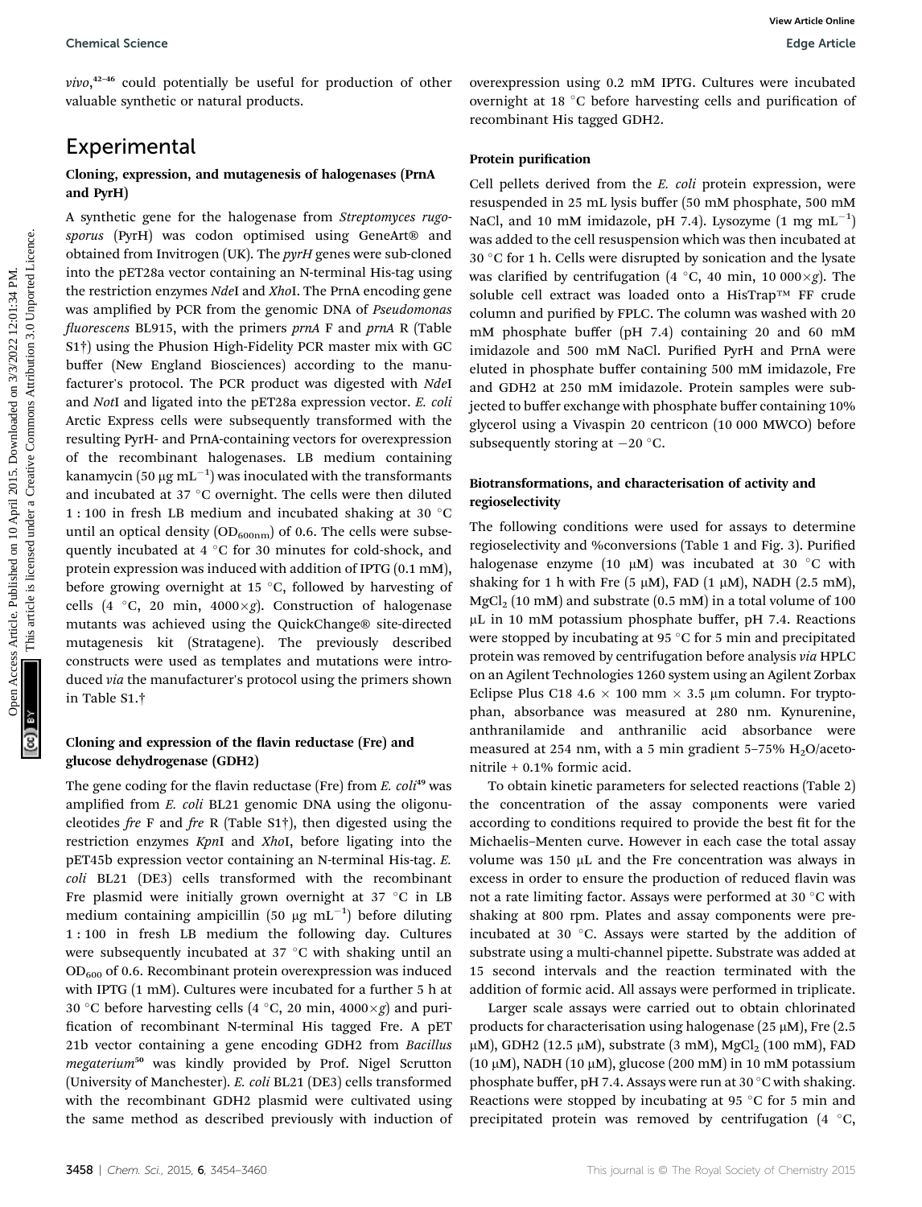*vivo*,[42–46] could potentially be useful for production of other valuable synthetic or natural products.

## Experimental

### Cloning, expression, and mutagenesis of halogenases (PrnA and PyrH)

A synthetic gene for the halogenase from *Streptomyces rugosporus* (PyrH) was codon optimised using GeneArt® and obtained from Invitrogen (UK). The *pyrH* genes were sub-cloned into the pET28a vector containing an N-terminal His-tag using the restriction enzymes *Nde*I and *Xho*I. The PrnA encoding gene was amplified by PCR from the genomic DNA of *Pseudomonas fluorescens* BL915, with the primers *prnA* F and *prnA* R (Table S1†) using the Phusion High-Fidelity PCR master mix with GC buffer (New England Biosciences) according to the manufacturer's protocol. The PCR product was digested with *Nde*I and *Not*I and ligated into the pET28a expression vector. *E. coli* Arctic Express cells were subsequently transformed with the resulting PyrH- and PrnA-containing vectors for overexpression of the recombinant halogenases. LB medium containing kanamycin (50 μg mL$^{-1}$) was inoculated with the transformants and incubated at 37 °C overnight. The cells were then diluted 1 : 100 in fresh LB medium and incubated shaking at 30 °C until an optical density ($OD_{600nm}$) of 0.6. The cells were subsequently incubated at 4 °C for 30 minutes for cold-shock, and protein expression was induced with addition of IPTG (0.1 mM), before growing overnight at 15 °C, followed by harvesting of cells (4 °C, 20 min, 4000×*g*). Construction of halogenase mutants was achieved using the QuickChange® site-directed mutagenesis kit (Stratagene). The previously described constructs were used as templates and mutations were introduced *via* the manufacturer's protocol using the primers shown in Table S1.†

### Cloning and expression of the flavin reductase (Fre) and glucose dehydrogenase (GDH2)

The gene coding for the flavin reductase (Fre) from *E. coli*[49] was amplified from *E. coli* BL21 genomic DNA using the oligonucleotides *fre* F and *fre* R (Table S1†), then digested using the restriction enzymes *Kpn*I and *Xho*I, before ligating into the pET45b expression vector containing an N-terminal His-tag. *E. coli* BL21 (DE3) cells transformed with the recombinant Fre plasmid were initially grown overnight at 37 °C in LB medium containing ampicillin (50 μg mL$^{-1}$) before diluting 1 : 100 in fresh LB medium the following day. Cultures were subsequently incubated at 37 °C with shaking until an $OD_{600}$ of 0.6. Recombinant protein overexpression was induced with IPTG (1 mM). Cultures were incubated for a further 5 h at 30 °C before harvesting cells (4 °C, 20 min, 4000×*g*) and purification of recombinant N-terminal His tagged Fre. A pET 21b vector containing a gene encoding GDH2 from *Bacillus megaterium*[50] was kindly provided by Prof. Nigel Scrutton (University of Manchester). *E. coli* BL21 (DE3) cells transformed with the recombinant GDH2 plasmid were cultivated using the same method as described previously with induction of overexpression using 0.2 mM IPTG. Cultures were incubated overnight at 18 °C before harvesting cells and purification of recombinant His tagged GDH2.

### Protein purification

Cell pellets derived from the *E. coli* protein expression, were resuspended in 25 mL lysis buffer (50 mM phosphate, 500 mM NaCl, and 10 mM imidazole, pH 7.4). Lysozyme (1 mg mL$^{-1}$) was added to the cell resuspension which was then incubated at 30 °C for 1 h. Cells were disrupted by sonication and the lysate was clarified by centrifugation (4 °C, 40 min, 10 000×*g*). The soluble cell extract was loaded onto a HisTrap™ FF crude column and purified by FPLC. The column was washed with 20 mM phosphate buffer (pH 7.4) containing 20 and 60 mM imidazole and 500 mM NaCl. Purified PyrH and PrnA were eluted in phosphate buffer containing 500 mM imidazole, Fre and GDH2 at 250 mM imidazole. Protein samples were subjected to buffer exchange with phosphate buffer containing 10% glycerol using a Vivaspin 20 centricon (10 000 MWCO) before subsequently storing at −20 °C.

### Biotransformations, and characterisation of activity and regioselectivity

The following conditions were used for assays to determine regioselectivity and %conversions (Table 1 and Fig. 3). Purified halogenase enzyme (10 μM) was incubated at 30 °C with shaking for 1 h with Fre (5 μM), FAD (1 μM), NADH (2.5 mM), $MgCl_2$ (10 mM) and substrate (0.5 mM) in a total volume of 100 μL in 10 mM potassium phosphate buffer, pH 7.4. Reactions were stopped by incubating at 95 °C for 5 min and precipitated protein was removed by centrifugation before analysis *via* HPLC on an Agilent Technologies 1260 system using an Agilent Zorbax Eclipse Plus C18 4.6 × 100 mm × 3.5 μm column. For tryptophan, absorbance was measured at 280 nm. Kynurenine, anthranilamide and anthranilic acid absorbance were measured at 254 nm, with a 5 min gradient 5–75% $H_2O$/acetonitrile + 0.1% formic acid.

To obtain kinetic parameters for selected reactions (Table 2) the concentration of the assay components were varied according to conditions required to provide the best fit for the Michaelis–Menten curve. However in each case the total assay volume was 150 μL and the Fre concentration was always in excess in order to ensure the production of reduced flavin was not a rate limiting factor. Assays were performed at 30 °C with shaking at 800 rpm. Plates and assay components were preincubated at 30 °C. Assays were started by the addition of substrate using a multi-channel pipette. Substrate was added at 15 second intervals and the reaction terminated with the addition of formic acid. All assays were performed in triplicate.

Larger scale assays were carried out to obtain chlorinated products for characterisation using halogenase (25 μM), Fre (2.5 μM), GDH2 (12.5 μM), substrate (3 mM), $MgCl_2$ (100 mM), FAD (10 μM), NADH (10 μM), glucose (200 mM) in 10 mM potassium phosphate buffer, pH 7.4. Assays were run at 30 °C with shaking. Reactions were stopped by incubating at 95 °C for 5 min and precipitated protein was removed by centrifugation (4 °C,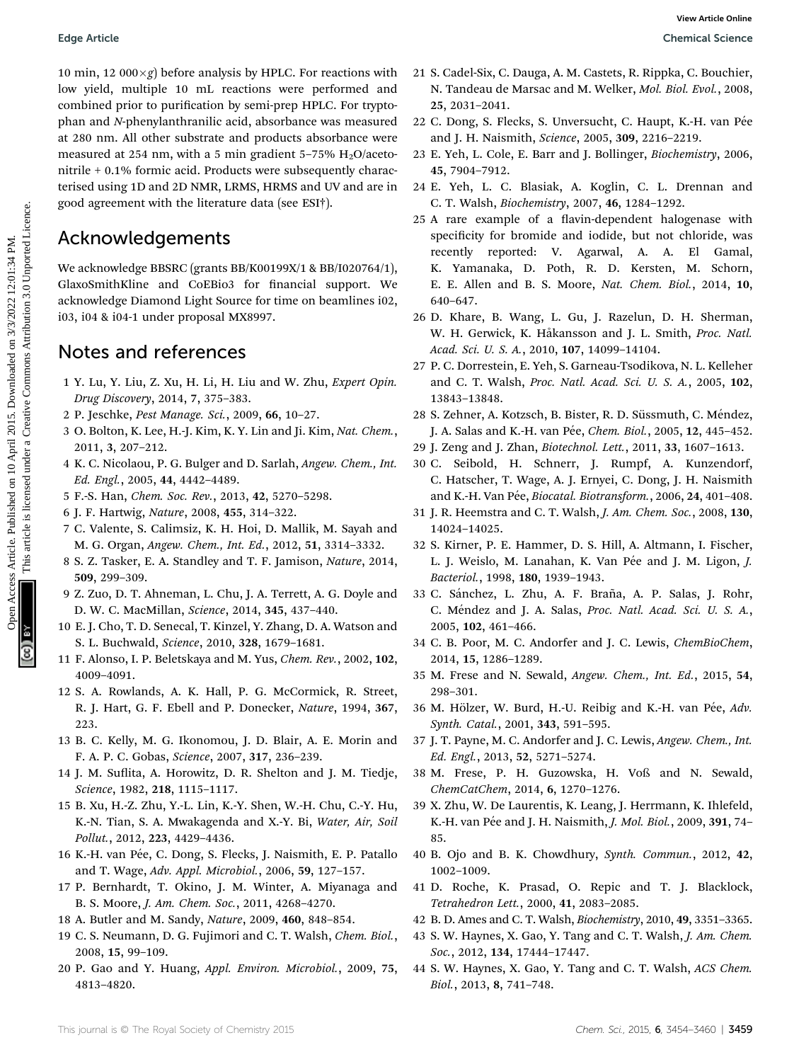10 min, 12 000×$g$) before analysis by HPLC. For reactions with low yield, multiple 10 mL reactions were performed and combined prior to purification by semi-prep HPLC. For tryptophan and *N*-phenylanthranilic acid, absorbance was measured at 280 nm. All other substrate and products absorbance were measured at 254 nm, with a 5 min gradient 5–75% $H_2O$/acetonitrile + 0.1% formic acid. Products were subsequently characterised using 1D and 2D NMR, LRMS, HRMS and UV and are in good agreement with the literature data (see ESI†).

## Acknowledgements

We acknowledge BBSRC (grants BB/K00199X/1 & BB/I020764/1), GlaxoSmithKline and CoEBio3 for financial support. We acknowledge Diamond Light Source for time on beamlines i02, i03, i04 & i04-1 under proposal MX8997.

## Notes and references

1 Y. Lu, Y. Liu, Z. Xu, H. Li, H. Liu and W. Zhu, *Expert Opin. Drug Discovery*, 2014, **7**, 375–383.

2 P. Jeschke, *Pest Manage. Sci.*, 2009, **66**, 10–27.

3 O. Bolton, K. Lee, H.-J. Kim, K. Y. Lin and Ji. Kim, *Nat. Chem.*, 2011, **3**, 207–212.

4 K. C. Nicolaou, P. G. Bulger and D. Sarlah, *Angew. Chem., Int. Ed. Engl.*, 2005, **44**, 4442–4489.

5 F.-S. Han, *Chem. Soc. Rev.*, 2013, **42**, 5270–5298.

6 J. F. Hartwig, *Nature*, 2008, **455**, 314–322.

7 C. Valente, S. Calimsiz, K. H. Hoi, D. Mallik, M. Sayah and M. G. Organ, *Angew. Chem., Int. Ed.*, 2012, **51**, 3314–3332.

8 S. Z. Tasker, E. A. Standley and T. F. Jamison, *Nature*, 2014, **509**, 299–309.

9 Z. Zuo, D. T. Ahneman, L. Chu, J. A. Terrett, A. G. Doyle and D. W. C. MacMillan, *Science*, 2014, **345**, 437–440.

10 E. J. Cho, T. D. Senecal, T. Kinzel, Y. Zhang, D. A. Watson and S. L. Buchwald, *Science*, 2010, **328**, 1679–1681.

11 F. Alonso, I. P. Beletskaya and M. Yus, *Chem. Rev.*, 2002, **102**, 4009–4091.

12 S. A. Rowlands, A. K. Hall, P. G. McCormick, R. Street, R. J. Hart, G. F. Ebell and P. Donecker, *Nature*, 1994, **367**, 223.

13 B. C. Kelly, M. G. Ikonomou, J. D. Blair, A. E. Morin and F. A. P. C. Gobas, *Science*, 2007, **317**, 236–239.

14 J. M. Suflita, A. Horowitz, D. R. Shelton and J. M. Tiedje, *Science*, 1982, **218**, 1115–1117.

15 B. Xu, H.-Z. Zhu, Y.-L. Lin, K.-Y. Shen, W.-H. Chu, C.-Y. Hu, K.-N. Tian, S. A. Mwakagenda and X.-Y. Bi, *Water, Air, Soil Pollut.*, 2012, **223**, 4429–4436.

16 K.-H. van Pée, C. Dong, S. Flecks, J. Naismith, E. P. Patallo and T. Wage, *Adv. Appl. Microbiol.*, 2006, **59**, 127–157.

17 P. Bernhardt, T. Okino, J. M. Winter, A. Miyanaga and B. S. Moore, *J. Am. Chem. Soc.*, 2011, 4268–4270.

18 A. Butler and M. Sandy, *Nature*, 2009, **460**, 848–854.

19 C. S. Neumann, D. G. Fujimori and C. T. Walsh, *Chem. Biol.*, 2008, **15**, 99–109.

20 P. Gao and Y. Huang, *Appl. Environ. Microbiol.*, 2009, **75**, 4813–4820.

21 S. Cadel-Six, C. Dauga, A. M. Castets, R. Rippka, C. Bouchier, N. Tandeau de Marsac and M. Welker, *Mol. Biol. Evol.*, 2008, **25**, 2031–2041.

22 C. Dong, S. Flecks, S. Unversucht, C. Haupt, K.-H. van Pée and J. H. Naismith, *Science*, 2005, **309**, 2216–2219.

23 E. Yeh, L. Cole, E. Barr and J. Bollinger, *Biochemistry*, 2006, **45**, 7904–7912.

24 E. Yeh, L. C. Blasiak, A. Koglin, C. L. Drennan and C. T. Walsh, *Biochemistry*, 2007, **46**, 1284–1292.

25 A rare example of a flavin-dependent halogenase with specificity for bromide and iodide, but not chloride, was recently reported: V. Agarwal, A. A. El Gamal, K. Yamanaka, D. Poth, R. D. Kersten, M. Schorn, E. E. Allen and B. S. Moore, *Nat. Chem. Biol.*, 2014, **10**, 640–647.

26 D. Khare, B. Wang, L. Gu, J. Razelun, D. H. Sherman, W. H. Gerwick, K. Håkansson and J. L. Smith, *Proc. Natl. Acad. Sci. U. S. A.*, 2010, **107**, 14099–14104.

27 P. C. Dorrestein, E. Yeh, S. Garneau-Tsodikova, N. L. Kelleher and C. T. Walsh, *Proc. Natl. Acad. Sci. U. S. A.*, 2005, **102**, 13843–13848.

28 S. Zehner, A. Kotzsch, B. Bister, R. D. Süssmuth, C. Méndez, J. A. Salas and K.-H. van Pée, *Chem. Biol.*, 2005, **12**, 445–452.

29 J. Zeng and J. Zhan, *Biotechnol. Lett.*, 2011, **33**, 1607–1613.

30 C. Seibold, H. Schnerr, J. Rumpf, A. Kunzendorf, C. Hatscher, T. Wage, A. J. Ernyei, C. Dong, J. H. Naismith and K.-H. Van Pée, *Biocatal. Biotransform.*, 2006, **24**, 401–408.

31 J. R. Heemstra and C. T. Walsh, *J. Am. Chem. Soc.*, 2008, **130**, 14024–14025.

32 S. Kirner, P. E. Hammer, D. S. Hill, A. Altmann, I. Fischer, L. J. Weislo, M. Lanahan, K. Van Pée and J. M. Ligon, *J. Bacteriol.*, 1998, **180**, 1939–1943.

33 C. Sánchez, L. Zhu, A. F. Braña, A. P. Salas, J. Rohr, C. Méndez and J. A. Salas, *Proc. Natl. Acad. Sci. U. S. A.*, 2005, **102**, 461–466.

34 C. B. Poor, M. C. Andorfer and J. C. Lewis, *ChemBioChem*, 2014, **15**, 1286–1289.

35 M. Frese and N. Sewald, *Angew. Chem., Int. Ed.*, 2015, **54**, 298–301.

36 M. Hölzer, W. Burd, H.-U. Reibig and K.-H. van Pée, *Adv. Synth. Catal.*, 2001, **343**, 591–595.

37 J. T. Payne, M. C. Andorfer and J. C. Lewis, *Angew. Chem., Int. Ed. Engl.*, 2013, **52**, 5271–5274.

38 M. Frese, P. H. Guzowska, H. Voß and N. Sewald, *ChemCatChem*, 2014, **6**, 1270–1276.

39 X. Zhu, W. De Laurentis, K. Leang, J. Herrmann, K. Ihlefeld, K.-H. van Pée and J. H. Naismith, *J. Mol. Biol.*, 2009, **391**, 74–85.

40 B. Ojo and B. K. Chowdhury, *Synth. Commun.*, 2012, **42**, 1002–1009.

41 D. Roche, K. Prasad, O. Repic and T. J. Blacklock, *Tetrahedron Lett.*, 2000, **41**, 2083–2085.

42 B. D. Ames and C. T. Walsh, *Biochemistry*, 2010, **49**, 3351–3365.

43 S. W. Haynes, X. Gao, Y. Tang and C. T. Walsh, *J. Am. Chem. Soc.*, 2012, **134**, 17444–17447.

44 S. W. Haynes, X. Gao, Y. Tang and C. T. Walsh, *ACS Chem. Biol.*, 2013, **8**, 741–748.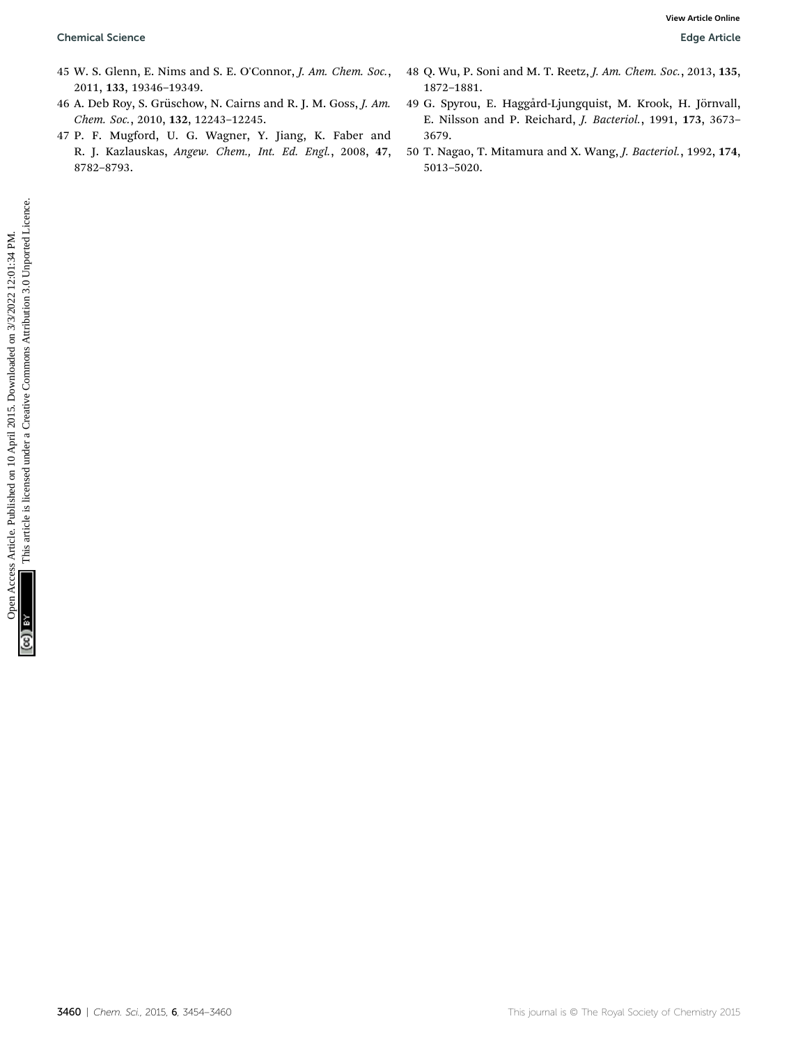45 W. S. Glenn, E. Nims and S. E. O'Connor, *J. Am. Chem. Soc.*, 2011, **133**, 19346–19349.

46 A. Deb Roy, S. Grüschow, N. Cairns and R. J. M. Goss, *J. Am. Chem. Soc.*, 2010, **132**, 12243–12245.

47 P. F. Mugford, U. G. Wagner, Y. Jiang, K. Faber and R. J. Kazlauskas, *Angew. Chem., Int. Ed. Engl.*, 2008, **47**, 8782–8793.

48 Q. Wu, P. Soni and M. T. Reetz, *J. Am. Chem. Soc.*, 2013, **135**, 1872–1881.

49 G. Spyrou, E. Haggård-Ljungquist, M. Krook, H. Jörnvall, E. Nilsson and P. Reichard, *J. Bacteriol.*, 1991, **173**, 3673–3679.

50 T. Nagao, T. Mitamura and X. Wang, *J. Bacteriol.*, 1992, **174**, 5013–5020.